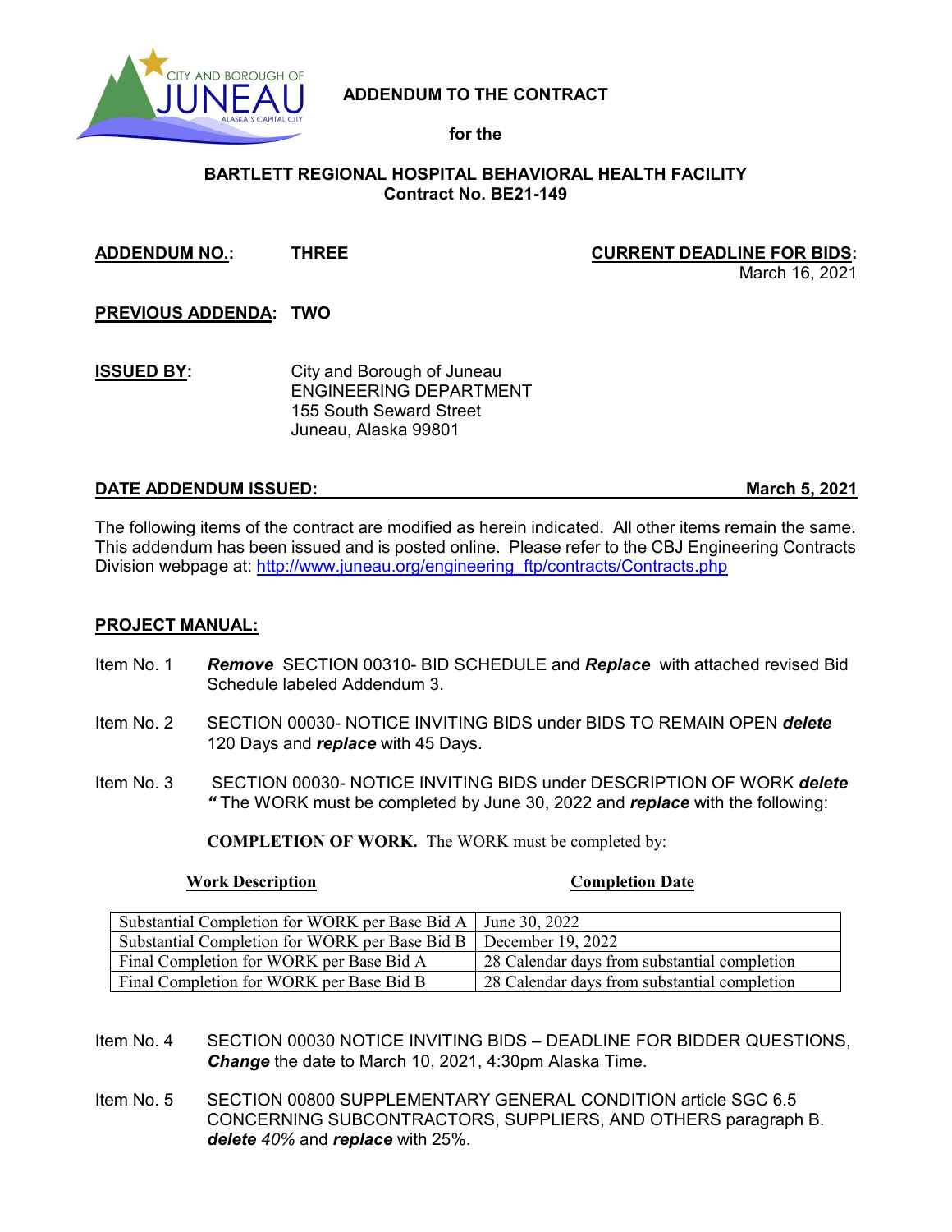**ADDENDUM TO THE CONTRACT**

**for the**

**BARTLETT REGIONAL HOSPITAL BEHAVIORAL HEALTH FACILITY**
**Contract No. BE21-149**

**ADDENDUM NO.:** **THREE**

**CURRENT DEADLINE FOR BIDS:** March 16, 2021

**PREVIOUS ADDENDA:** **TWO**

**ISSUED BY:** City and Borough of Juneau
ENGINEERING DEPARTMENT
155 South Seward Street
Juneau, Alaska 99801

**DATE ADDENDUM ISSUED:** **March 5, 2021**

The following items of the contract are modified as herein indicated. All other items remain the same. This addendum has been issued and is posted online. Please refer to the CBJ Engineering Contracts Division webpage at: http://www.juneau.org/engineering_ftp/contracts/Contracts.php

## PROJECT MANUAL:

Item No. 1 ***Remove*** SECTION 00310- BID SCHEDULE and ***Replace*** with attached revised Bid Schedule labeled Addendum 3.

Item No. 2 SECTION 00030- NOTICE INVITING BIDS under BIDS TO REMAIN OPEN ***delete*** 120 Days and ***replace*** with 45 Days.

Item No. 3 SECTION 00030- NOTICE INVITING BIDS under DESCRIPTION OF WORK ***delete*** ***"*** The WORK must be completed by June 30, 2022 and ***replace*** with the following:

**COMPLETION OF WORK.** The WORK must be completed by:

| Work Description | Completion Date |
|---|---|
| Substantial Completion for WORK per Base Bid A | June 30, 2022 |
| Substantial Completion for WORK per Base Bid B | December 19, 2022 |
| Final Completion for WORK per Base Bid A | 28 Calendar days from substantial completion |
| Final Completion for WORK per Base Bid B | 28 Calendar days from substantial completion |

Item No. 4 SECTION 00030 NOTICE INVITING BIDS – DEADLINE FOR BIDDER QUESTIONS, ***Change*** the date to March 10, 2021, 4:30pm Alaska Time.

Item No. 5 SECTION 00800 SUPPLEMENTARY GENERAL CONDITION article SGC 6.5 CONCERNING SUBCONTRACTORS, SUPPLIERS, AND OTHERS paragraph B. ***delete*** *40%* and ***replace*** with 25%.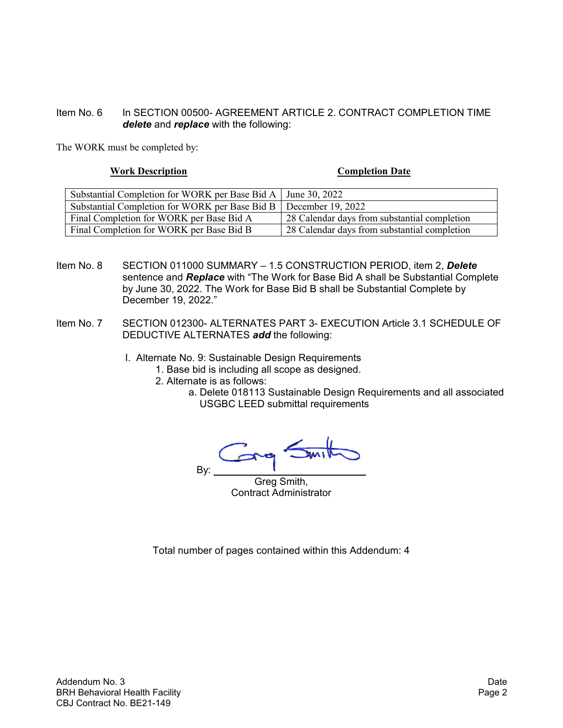Item No. 6 In SECTION 00500- AGREEMENT ARTICLE 2. CONTRACT COMPLETION TIME ***delete*** and ***replace*** with the following:

The WORK must be completed by:

| **Work Description** | **Completion Date** |
|---|---|
| Substantial Completion for WORK per Base Bid A | June 30, 2022 |
| Substantial Completion for WORK per Base Bid B | December 19, 2022 |
| Final Completion for WORK per Base Bid A | 28 Calendar days from substantial completion |
| Final Completion for WORK per Base Bid B | 28 Calendar days from substantial completion |

Item No. 8 SECTION 011000 SUMMARY – 1.5 CONSTRUCTION PERIOD, item 2, ***Delete*** sentence and ***Replace*** with "The Work for Base Bid A shall be Substantial Complete by June 30, 2022. The Work for Base Bid B shall be Substantial Complete by December 19, 2022."

Item No. 7 SECTION 012300- ALTERNATES PART 3- EXECUTION Article 3.1 SCHEDULE OF DEDUCTIVE ALTERNATES ***add*** the following:

I. Alternate No. 9: Sustainable Design Requirements
   1. Base bid is including all scope as designed.
   2. Alternate is as follows:
      a. Delete 018113 Sustainable Design Requirements and all associated USGBC LEED submittal requirements

By: Greg Smith

Greg Smith,
Contract Administrator

Total number of pages contained within this Addendum: 4

Addendum No. 3
BRH Behavioral Health Facility
CBJ Contract No. BE21-149

Date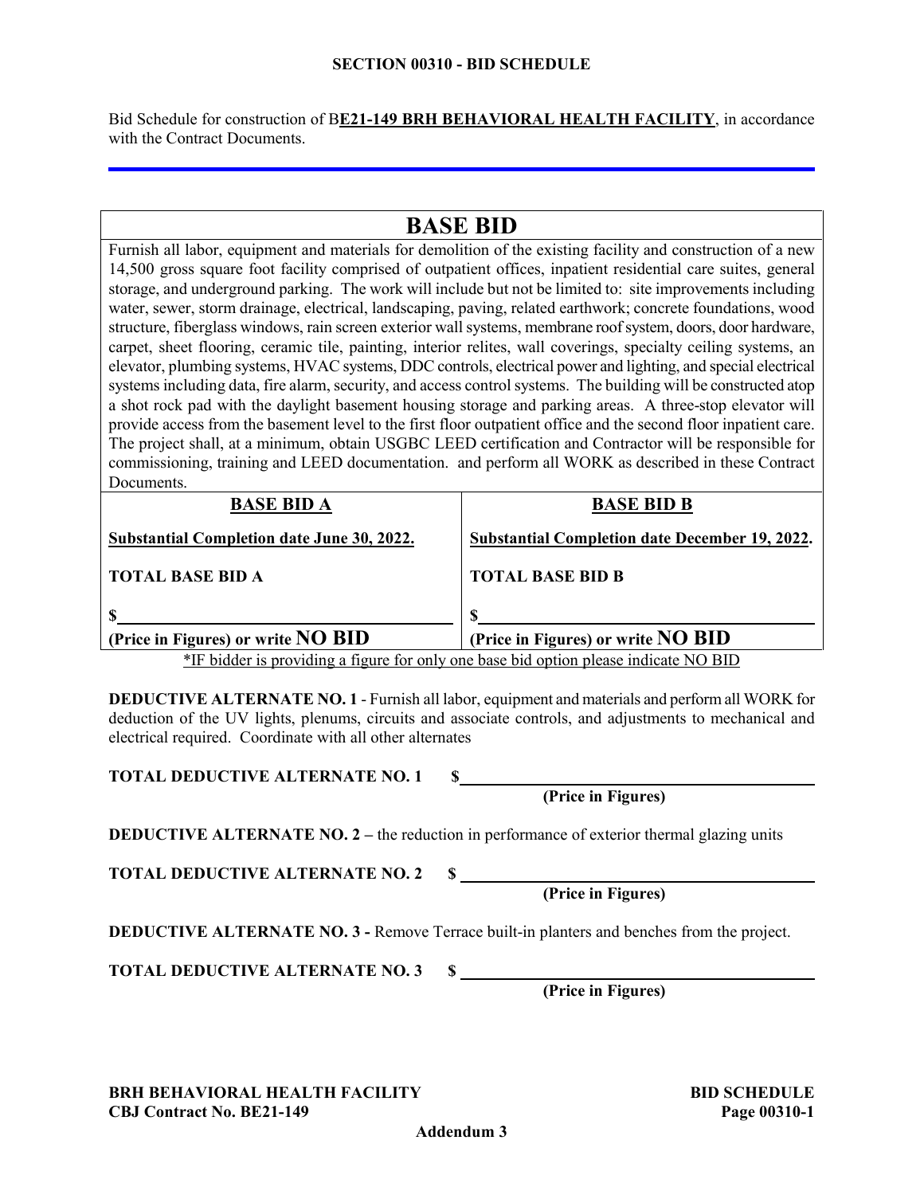# SECTION 00310 - BID SCHEDULE

Bid Schedule for construction of B**E21-149 BRH BEHAVIORAL HEALTH FACILITY**, in accordance with the Contract Documents.

## BASE BID

Furnish all labor, equipment and materials for demolition of the existing facility and construction of a new 14,500 gross square foot facility comprised of outpatient offices, inpatient residential care suites, general storage, and underground parking. The work will include but not be limited to: site improvements including water, sewer, storm drainage, electrical, landscaping, paving, related earthwork; concrete foundations, wood structure, fiberglass windows, rain screen exterior wall systems, membrane roof system, doors, door hardware, carpet, sheet flooring, ceramic tile, painting, interior relites, wall coverings, specialty ceiling systems, an elevator, plumbing systems, HVAC systems, DDC controls, electrical power and lighting, and special electrical systems including data, fire alarm, security, and access control systems. The building will be constructed atop a shot rock pad with the daylight basement housing storage and parking areas. A three-stop elevator will provide access from the basement level to the first floor outpatient office and the second floor inpatient care. The project shall, at a minimum, obtain USGBC LEED certification and Contractor will be responsible for commissioning, training and LEED documentation. and perform all WORK as described in these Contract Documents.

| BASE BID A | BASE BID B |
|---|---|
| **Substantial Completion date June 30, 2022.** | **Substantial Completion date December 19, 2022.** |
| **TOTAL BASE BID A** | **TOTAL BASE BID B** |
| $________________ | $________________ |
| **(Price in Figures) or write NO BID** | **(Price in Figures) or write NO BID** |

*IF bidder is providing a figure for only one base bid option please indicate NO BID

**DEDUCTIVE ALTERNATE NO. 1** - Furnish all labor, equipment and materials and perform all WORK for deduction of the UV lights, plenums, circuits and associate controls, and adjustments to mechanical and electrical required. Coordinate with all other alternates

**TOTAL DEDUCTIVE ALTERNATE NO. 1** $________________
**(Price in Figures)**

**DEDUCTIVE ALTERNATE NO. 2 –** the reduction in performance of exterior thermal glazing units

**TOTAL DEDUCTIVE ALTERNATE NO. 2** $________________
**(Price in Figures)**

**DEDUCTIVE ALTERNATE NO. 3 -** Remove Terrace built-in planters and benches from the project.

**TOTAL DEDUCTIVE ALTERNATE NO. 3** $________________
**(Price in Figures)**

Addendum 3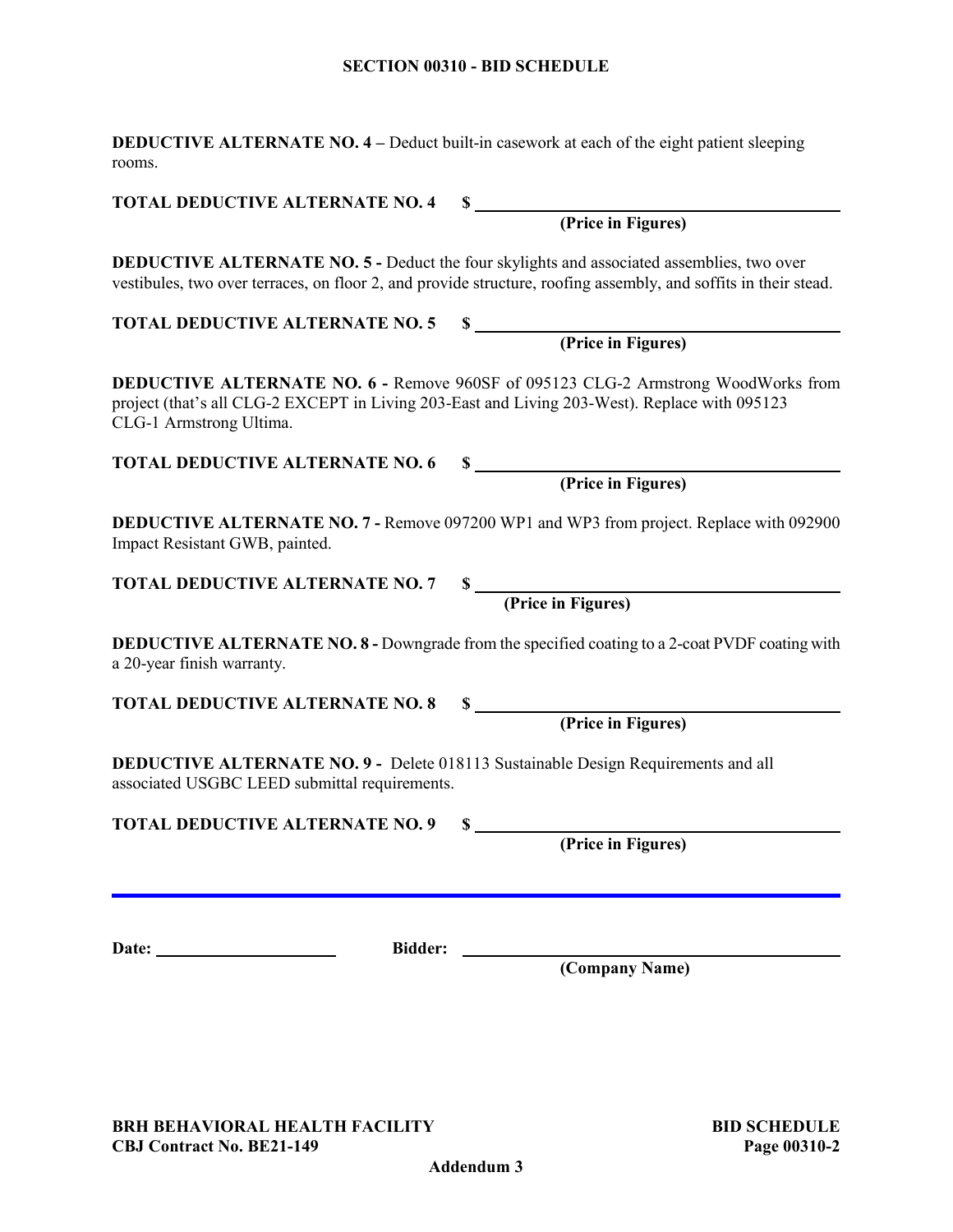## SECTION 00310 - BID SCHEDULE

**DEDUCTIVE ALTERNATE NO. 4 –** Deduct built-in casework at each of the eight patient sleeping rooms.

**TOTAL DEDUCTIVE ALTERNATE NO. 4 $ \_\_\_\_\_\_\_\_\_\_\_\_\_\_\_\_\_\_\_\_\_\_\_\_\_\_\_\_\_\_\_\_**
**(Price in Figures)**

**DEDUCTIVE ALTERNATE NO. 5 -** Deduct the four skylights and associated assemblies, two over vestibules, two over terraces, on floor 2, and provide structure, roofing assembly, and soffits in their stead.

**TOTAL DEDUCTIVE ALTERNATE NO. 5 $ \_\_\_\_\_\_\_\_\_\_\_\_\_\_\_\_\_\_\_\_\_\_\_\_\_\_\_\_\_\_\_\_**
**(Price in Figures)**

**DEDUCTIVE ALTERNATE NO. 6 -** Remove 960SF of 095123 CLG-2 Armstrong WoodWorks from project (that's all CLG-2 EXCEPT in Living 203-East and Living 203-West). Replace with 095123 CLG-1 Armstrong Ultima.

**TOTAL DEDUCTIVE ALTERNATE NO. 6 $ \_\_\_\_\_\_\_\_\_\_\_\_\_\_\_\_\_\_\_\_\_\_\_\_\_\_\_\_\_\_\_\_**
**(Price in Figures)**

**DEDUCTIVE ALTERNATE NO. 7 -** Remove 097200 WP1 and WP3 from project. Replace with 092900 Impact Resistant GWB, painted.

**TOTAL DEDUCTIVE ALTERNATE NO. 7 $ \_\_\_\_\_\_\_\_\_\_\_\_\_\_\_\_\_\_\_\_\_\_\_\_\_\_\_\_\_\_\_\_**
**(Price in Figures)**

**DEDUCTIVE ALTERNATE NO. 8 -** Downgrade from the specified coating to a 2-coat PVDF coating with a 20-year finish warranty.

**TOTAL DEDUCTIVE ALTERNATE NO. 8 $ \_\_\_\_\_\_\_\_\_\_\_\_\_\_\_\_\_\_\_\_\_\_\_\_\_\_\_\_\_\_\_\_**
**(Price in Figures)**

**DEDUCTIVE ALTERNATE NO. 9 -** Delete 018113 Sustainable Design Requirements and all associated USGBC LEED submittal requirements.

**TOTAL DEDUCTIVE ALTERNATE NO. 9 $ \_\_\_\_\_\_\_\_\_\_\_\_\_\_\_\_\_\_\_\_\_\_\_\_\_\_\_\_\_\_\_\_**
**(Price in Figures)**

---

**Date:** \_\_\_\_\_\_\_\_\_\_\_\_\_\_\_\_\_\_\_\_ **Bidder:** \_\_\_\_\_\_\_\_\_\_\_\_\_\_\_\_\_\_\_\_\_\_\_\_\_\_\_\_\_\_\_\_
**(Company Name)**